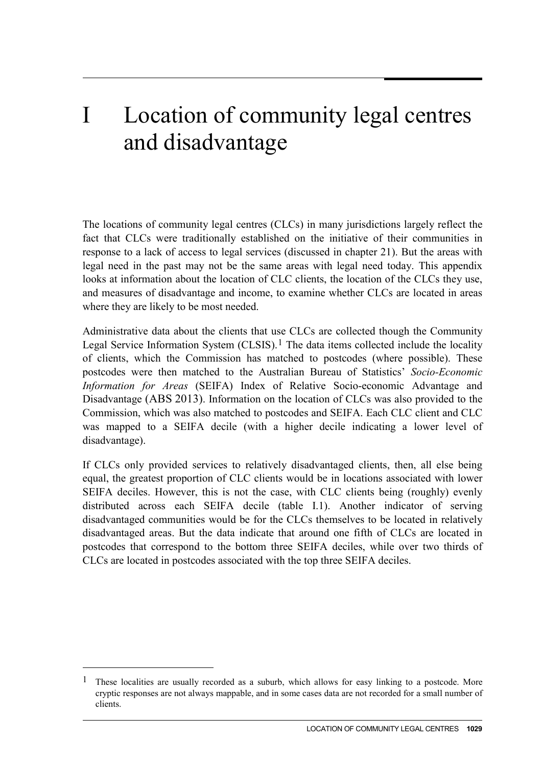# I Location of community legal centres and disadvantage

The locations of community legal centres (CLCs) in many jurisdictions largely reflect the fact that CLCs were traditionally established on the initiative of their communities in response to a lack of access to legal services (discussed in chapter 21). But the areas with legal need in the past may not be the same areas with legal need today. This appendix looks at information about the location of CLC clients, the location of the CLCs they use, and measures of disadvantage and income, to examine whether CLCs are located in areas where they are likely to be most needed.

Administrative data about the clients that use CLCs are collected though the Community Legal Service Information System (CLSIS).[1] The data items collected include the locality of clients, which the Commission has matched to postcodes (where possible). These postcodes were then matched to the Australian Bureau of Statistics' *Socio-Economic Information for Areas* (SEIFA) Index of Relative Socio-economic Advantage and Disadvantage (ABS 2013). Information on the location of CLCs was also provided to the Commission, which was also matched to postcodes and SEIFA. Each CLC client and CLC was mapped to a SEIFA decile (with a higher decile indicating a lower level of disadvantage).

If CLCs only provided services to relatively disadvantaged clients, then, all else being equal, the greatest proportion of CLC clients would be in locations associated with lower SEIFA deciles. However, this is not the case, with CLC clients being (roughly) evenly distributed across each SEIFA decile (table I.1). Another indicator of serving disadvantaged communities would be for the CLCs themselves to be located in relatively disadvantaged areas. But the data indicate that around one fifth of CLCs are located in postcodes that correspond to the bottom three SEIFA deciles, while over two thirds of CLCs are located in postcodes associated with the top three SEIFA deciles.

[1] These localities are usually recorded as a suburb, which allows for easy linking to a postcode. More cryptic responses are not always mappable, and in some cases data are not recorded for a small number of clients.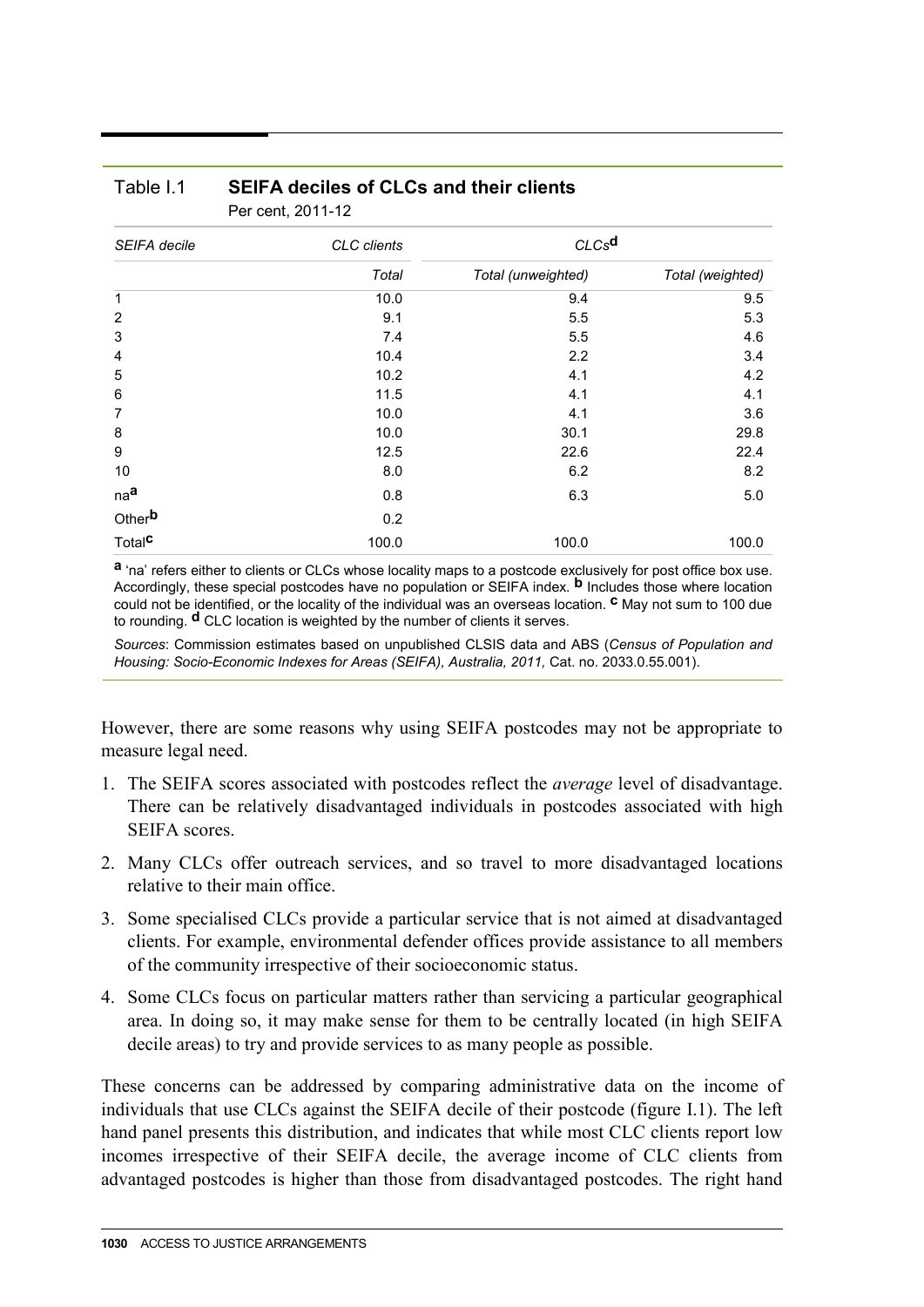Table I.1 **SEIFA deciles of CLCs and their clients**

Per cent, 2011-12

| *SEIFA decile* | *CLC clients* | *CLCs*[d] | |
|---|---|---|---|
| | *Total* | *Total (unweighted)* | *Total (weighted)* |
| 1 | 10.0 | 9.4 | 9.5 |
| 2 | 9.1 | 5.5 | 5.3 |
| 3 | 7.4 | 5.5 | 4.6 |
| 4 | 10.4 | 2.2 | 3.4 |
| 5 | 10.2 | 4.1 | 4.2 |
| 6 | 11.5 | 4.1 | 4.1 |
| 7 | 10.0 | 4.1 | 3.6 |
| 8 | 10.0 | 30.1 | 29.8 |
| 9 | 12.5 | 22.6 | 22.4 |
| 10 | 8.0 | 6.2 | 8.2 |
| na[a] | 0.8 | 6.3 | 5.0 |
| Other[b] | 0.2 | | |
| Total[c] | 100.0 | 100.0 | 100.0 |

[a] 'na' refers either to clients or CLCs whose locality maps to a postcode exclusively for post office box use. Accordingly, these special postcodes have no population or SEIFA index. [b] Includes those where location could not be identified, or the locality of the individual was an overseas location. [c] May not sum to 100 due to rounding. [d] CLC location is weighted by the number of clients it serves.

*Sources*: Commission estimates based on unpublished CLSIS data and ABS (*Census of Population and Housing: Socio-Economic Indexes for Areas (SEIFA), Australia, 2011,* Cat. no. 2033.0.55.001).

However, there are some reasons why using SEIFA postcodes may not be appropriate to measure legal need.

1. The SEIFA scores associated with postcodes reflect the *average* level of disadvantage. There can be relatively disadvantaged individuals in postcodes associated with high SEIFA scores.
2. Many CLCs offer outreach services, and so travel to more disadvantaged locations relative to their main office.
3. Some specialised CLCs provide a particular service that is not aimed at disadvantaged clients. For example, environmental defender offices provide assistance to all members of the community irrespective of their socioeconomic status.
4. Some CLCs focus on particular matters rather than servicing a particular geographical area. In doing so, it may make sense for them to be centrally located (in high SEIFA decile areas) to try and provide services to as many people as possible.

These concerns can be addressed by comparing administrative data on the income of individuals that use CLCs against the SEIFA decile of their postcode (figure I.1). The left hand panel presents this distribution, and indicates that while most CLC clients report low incomes irrespective of their SEIFA decile, the average income of CLC clients from advantaged postcodes is higher than those from disadvantaged postcodes. The right hand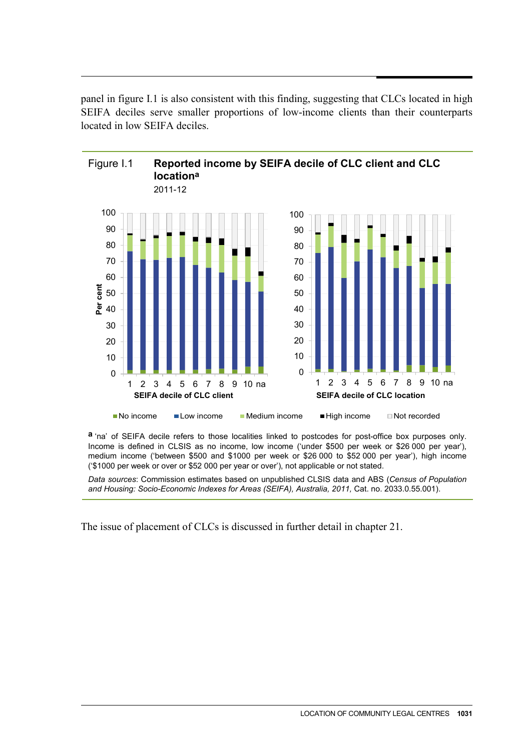panel in figure I.1 is also consistent with this finding, suggesting that CLCs located in high SEIFA deciles serve smaller proportions of low-income clients than their counterparts located in low SEIFA deciles.

Figure I.1 **Reported income by SEIFA decile of CLC client and CLC location**[a]

2011-12

100
90
80
70
60
50
40
30
20
10
0

Per cent

1 2 3 4 5 6 7 8 9 10 na

**SEIFA decile of CLC client**

100
90
80
70
60
50
40
30
20
10
0

1 2 3 4 5 6 7 8 9 10 na

**SEIFA decile of CLC location**

No income  Low income  Medium income  High income  Not recorded

**a** 'na' of SEIFA decile refers to those localities linked to postcodes for post-office box purposes only. Income is defined in CLSIS as no income, low income ('under $500 per week or $26 000 per year'), medium income ('between $500 and $1000 per week or $26 000 to $52 000 per year'), high income ('$1000 per week or over or $52 000 per year or over'), not applicable or not stated.

*Data sources*: Commission estimates based on unpublished CLSIS data and ABS (*Census of Population and Housing: Socio-Economic Indexes for Areas (SEIFA), Australia, 2011,* Cat. no. 2033.0.55.001).

The issue of placement of CLCs is discussed in further detail in chapter 21.